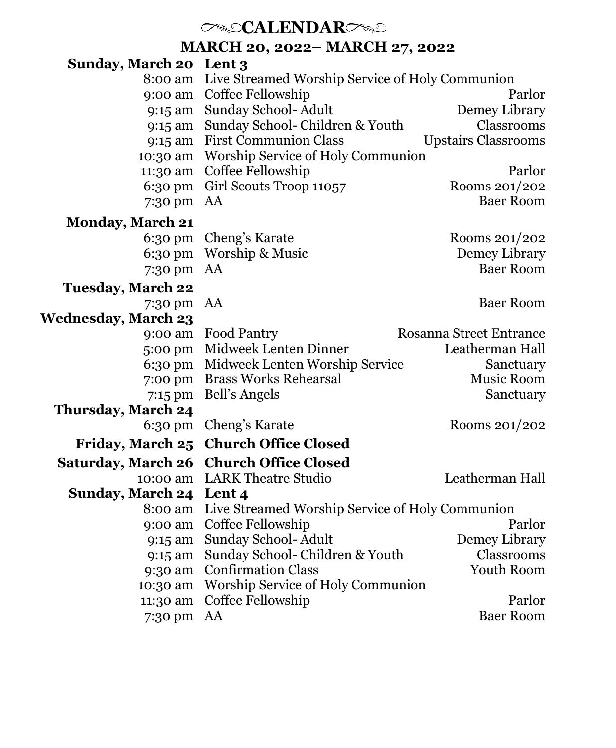# CALENDAR

## MARCH 20, 2022– MARCH 27, 2022

| | | |
|---|---|---|
| **Sunday, March 20** | **Lent 3** | |
| 8:00 am | Live Streamed Worship Service of Holy Communion | |
| 9:00 am | Coffee Fellowship | Parlor |
| 9:15 am | Sunday School- Adult | Demey Library |
| 9:15 am | Sunday School- Children & Youth | Classrooms |
| 9:15 am | First Communion Class | Upstairs Classrooms |
| 10:30 am | Worship Service of Holy Communion | |
| 11:30 am | Coffee Fellowship | Parlor |
| 6:30 pm | Girl Scouts Troop 11057 | Rooms 201/202 |
| 7:30 pm | AA | Baer Room |
| **Monday, March 21** | | |
| 6:30 pm | Cheng's Karate | Rooms 201/202 |
| 6:30 pm | Worship & Music | Demey Library |
| 7:30 pm | AA | Baer Room |
| **Tuesday, March 22** | | |
| 7:30 pm | AA | Baer Room |
| **Wednesday, March 23** | | |
| 9:00 am | Food Pantry | Rosanna Street Entrance |
| 5:00 pm | Midweek Lenten Dinner | Leatherman Hall |
| 6:30 pm | Midweek Lenten Worship Service | Sanctuary |
| 7:00 pm | Brass Works Rehearsal | Music Room |
| 7:15 pm | Bell's Angels | Sanctuary |
| **Thursday, March 24** | | |
| 6:30 pm | Cheng's Karate | Rooms 201/202 |
| **Friday, March 25** | **Church Office Closed** | |
| **Saturday, March 26** | **Church Office Closed** | |
| 10:00 am | LARK Theatre Studio | Leatherman Hall |
| **Sunday, March 24** | **Lent 4** | |
| 8:00 am | Live Streamed Worship Service of Holy Communion | |
| 9:00 am | Coffee Fellowship | Parlor |
| 9:15 am | Sunday School- Adult | Demey Library |
| 9:15 am | Sunday School- Children & Youth | Classrooms |
| 9:30 am | Confirmation Class | Youth Room |
| 10:30 am | Worship Service of Holy Communion | |
| 11:30 am | Coffee Fellowship | Parlor |
| 7:30 pm | AA | Baer Room |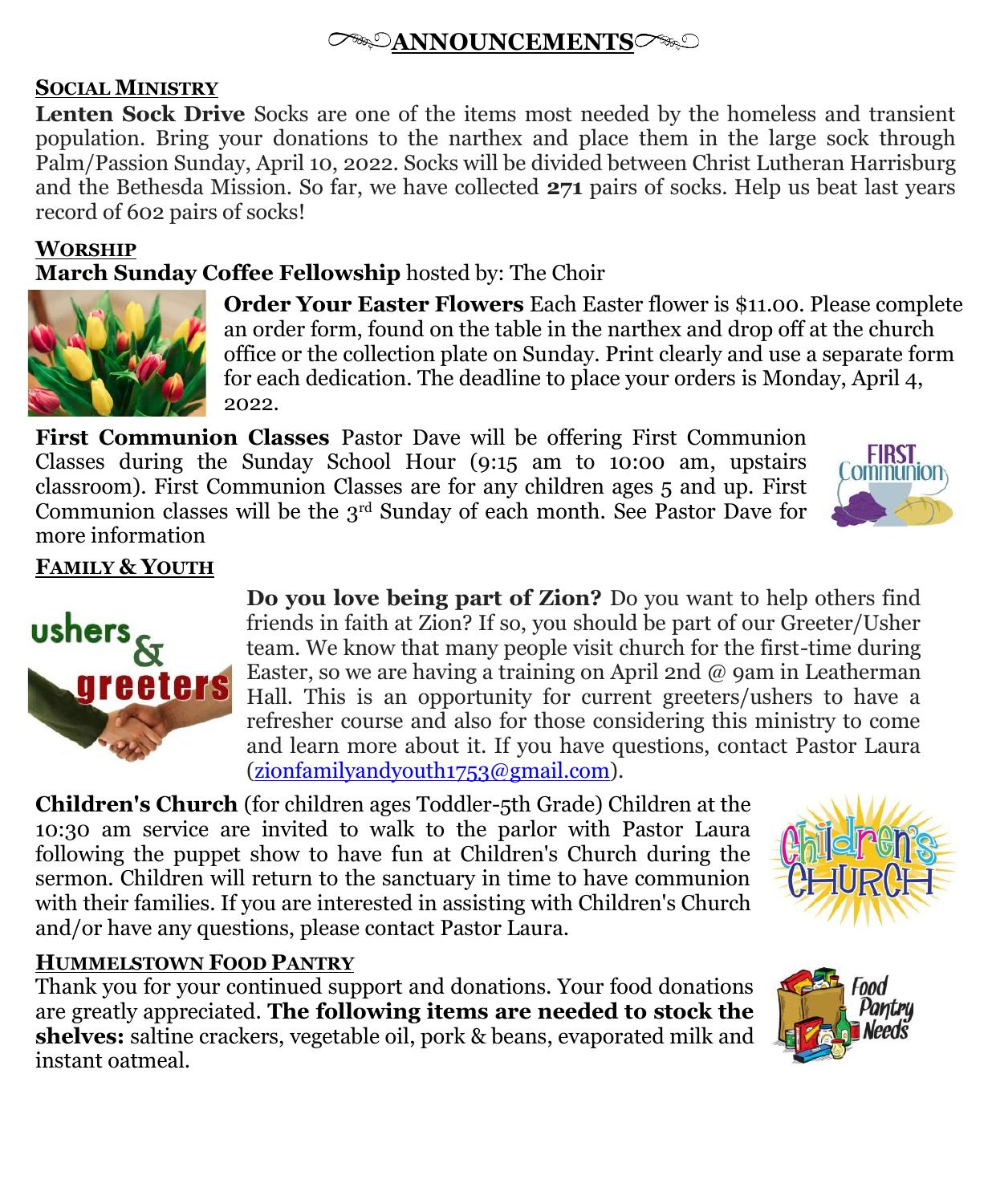# ANNOUNCEMENTS

## SOCIAL MINISTRY

**Lenten Sock Drive** Socks are one of the items most needed by the homeless and transient population. Bring your donations to the narthex and place them in the large sock through Palm/Passion Sunday, April 10, 2022. Socks will be divided between Christ Lutheran Harrisburg and the Bethesda Mission. So far, we have collected **271** pairs of socks. Help us beat last years record of 602 pairs of socks!

## WORSHIP

**March Sunday Coffee Fellowship** hosted by: The Choir

**Order Your Easter Flowers** Each Easter flower is $11.00. Please complete an order form, found on the table in the narthex and drop off at the church office or the collection plate on Sunday. Print clearly and use a separate form for each dedication. The deadline to place your orders is Monday, April 4, 2022.

**First Communion Classes** Pastor Dave will be offering First Communion Classes during the Sunday School Hour (9:15 am to 10:00 am, upstairs classroom). First Communion Classes are for any children ages 5 and up. First Communion classes will be the 3rd Sunday of each month. See Pastor Dave for more information

## FAMILY & YOUTH

**Do you love being part of Zion?** Do you want to help others find friends in faith at Zion? If so, you should be part of our Greeter/Usher team. We know that many people visit church for the first-time during Easter, so we are having a training on April 2nd @ 9am in Leatherman Hall. This is an opportunity for current greeters/ushers to have a refresher course and also for those considering this ministry to come and learn more about it. If you have questions, contact Pastor Laura (zionfamilyandyouth1753@gmail.com).

**Children's Church** (for children ages Toddler-5th Grade) Children at the 10:30 am service are invited to walk to the parlor with Pastor Laura following the puppet show to have fun at Children's Church during the sermon. Children will return to the sanctuary in time to have communion with their families. If you are interested in assisting with Children's Church and/or have any questions, please contact Pastor Laura.

## HUMMELSTOWN FOOD PANTRY

Thank you for your continued support and donations. Your food donations are greatly appreciated. **The following items are needed to stock the shelves:** saltine crackers, vegetable oil, pork & beans, evaporated milk and instant oatmeal.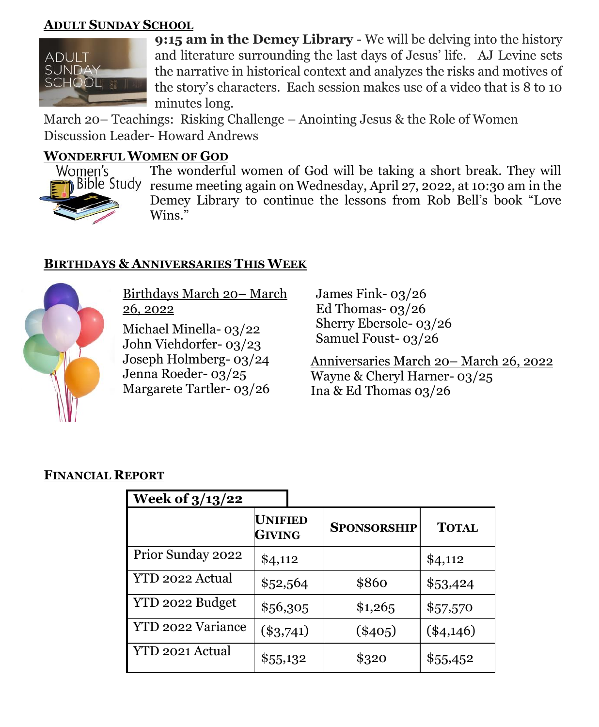## Adult Sunday School

**9:15 am in the Demey Library** - We will be delving into the history and literature surrounding the last days of Jesus' life. AJ Levine sets the narrative in historical context and analyzes the risks and motives of the story's characters. Each session makes use of a video that is 8 to 10 minutes long.

March 20– Teachings: Risking Challenge – Anointing Jesus & the Role of Women
Discussion Leader- Howard Andrews

## Wonderful Women of God

The wonderful women of God will be taking a short break. They will resume meeting again on Wednesday, April 27, 2022, at 10:30 am in the Demey Library to continue the lessons from Rob Bell's book "Love Wins."

## Birthdays & Anniversaries This Week

Birthdays March 20– March 26, 2022

Michael Minella- 03/22
John Viehdorfer- 03/23
Joseph Holmberg- 03/24
Jenna Roeder- 03/25
Margarete Tartler- 03/26
James Fink- 03/26
Ed Thomas- 03/26
Sherry Ebersole- 03/26
Samuel Foust- 03/26

Anniversaries March 20– March 26, 2022

Wayne & Cheryl Harner- 03/25
Ina & Ed Thomas 03/26

## Financial Report

**Week of 3/13/22**

| | Unified Giving | Sponsorship | Total |
|---|---|---|---|
| Prior Sunday 2022 | $4,112 | | $4,112 |
| YTD 2022 Actual | $52,564 | $860 | $53,424 |
| YTD 2022 Budget | $56,305 | $1,265 | $57,570 |
| YTD 2022 Variance | ($3,741) | ($405) | ($4,146) |
| YTD 2021 Actual | $55,132 | $320 | $55,452 |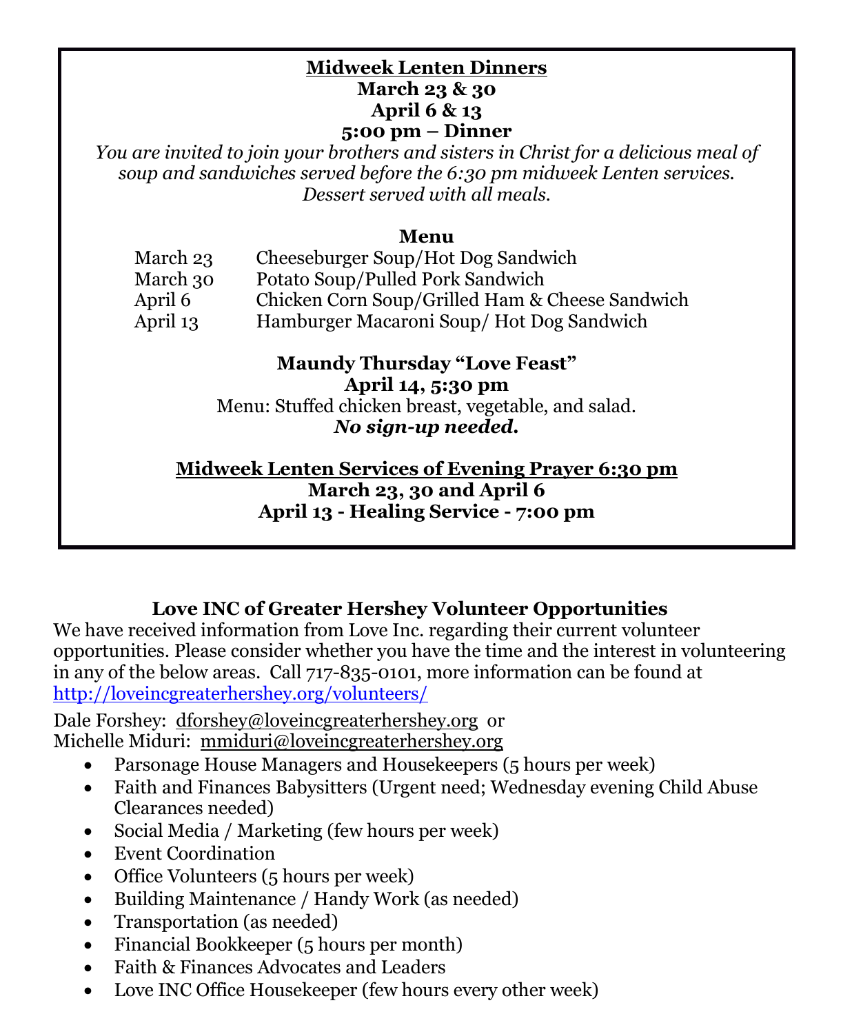## Midweek Lenten Dinners

**March 23 & 30**
**April 6 & 13**
**5:00 pm – Dinner**

*You are invited to join your brothers and sisters in Christ for a delicious meal of soup and sandwiches served before the 6:30 pm midweek Lenten services. Dessert served with all meals.*

**Menu**

| | |
|---|---|
| March 23 | Cheeseburger Soup/Hot Dog Sandwich |
| March 30 | Potato Soup/Pulled Pork Sandwich |
| April 6 | Chicken Corn Soup/Grilled Ham & Cheese Sandwich |
| April 13 | Hamburger Macaroni Soup/ Hot Dog Sandwich |

**Maundy Thursday "Love Feast"**
**April 14, 5:30 pm**
Menu: Stuffed chicken breast, vegetable, and salad.
***No sign-up needed.***

**Midweek Lenten Services of Evening Prayer 6:30 pm**
**March 23, 30 and April 6**
**April 13 - Healing Service - 7:00 pm**

## Love INC of Greater Hershey Volunteer Opportunities

We have received information from Love Inc. regarding their current volunteer opportunities. Please consider whether you have the time and the interest in volunteering in any of the below areas. Call 717-835-0101, more information can be found at http://loveincgreaterhershey.org/volunteers/

Dale Forshey: dforshey@loveincgreaterhershey.org or
Michelle Miduri: mmiduri@loveincgreaterhershey.org

- Parsonage House Managers and Housekeepers (5 hours per week)
- Faith and Finances Babysitters (Urgent need; Wednesday evening Child Abuse Clearances needed)
- Social Media / Marketing (few hours per week)
- Event Coordination
- Office Volunteers (5 hours per week)
- Building Maintenance / Handy Work (as needed)
- Transportation (as needed)
- Financial Bookkeeper (5 hours per month)
- Faith & Finances Advocates and Leaders
- Love INC Office Housekeeper (few hours every other week)